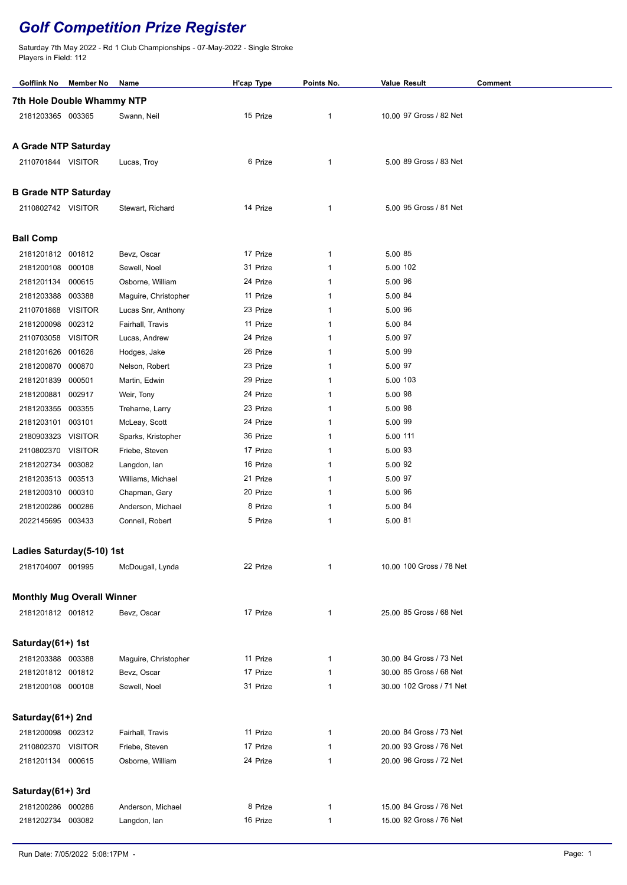# Golf Competition Prize Register

Saturday 7th May 2022 - Rd 1 Club Championships - 07-May-2022 - Single Stroke
Players in Field: 112

| Golflink No | Member No | Name | H'cap | Type | Points | No. | Value | Result | Comment |
|---|---|---|---|---|---|---|---|---|---|
| **7th Hole Double Whammy NTP** | | | | | | | | | |
| 2181203365 | 003365 | Swann, Neil | 15 | Prize | | 1 | 10.00 | 97 Gross / 82 Net | |
| **A Grade NTP Saturday** | | | | | | | | | |
| 2110701844 | VISITOR | Lucas, Troy | 6 | Prize | | 1 | 5.00 | 89 Gross / 83 Net | |
| **B Grade NTP Saturday** | | | | | | | | | |
| 2110802742 | VISITOR | Stewart, Richard | 14 | Prize | | 1 | 5.00 | 95 Gross / 81 Net | |
| **Ball Comp** | | | | | | | | | |
| 2181201812 | 001812 | Bevz, Oscar | 17 | Prize | | 1 | 5.00 | 85 | |
| 2181200108 | 000108 | Sewell, Noel | 31 | Prize | | 1 | 5.00 | 102 | |
| 2181201134 | 000615 | Osborne, William | 24 | Prize | | 1 | 5.00 | 96 | |
| 2181203388 | 003388 | Maguire, Christopher | 11 | Prize | | 1 | 5.00 | 84 | |
| 2110701868 | VISITOR | Lucas Snr, Anthony | 23 | Prize | | 1 | 5.00 | 96 | |
| 2181200098 | 002312 | Fairhall, Travis | 11 | Prize | | 1 | 5.00 | 84 | |
| 2110703058 | VISITOR | Lucas, Andrew | 24 | Prize | | 1 | 5.00 | 97 | |
| 2181201626 | 001626 | Hodges, Jake | 26 | Prize | | 1 | 5.00 | 99 | |
| 2181200870 | 000870 | Nelson, Robert | 23 | Prize | | 1 | 5.00 | 97 | |
| 2181201839 | 000501 | Martin, Edwin | 29 | Prize | | 1 | 5.00 | 103 | |
| 2181200881 | 002917 | Weir, Tony | 24 | Prize | | 1 | 5.00 | 98 | |
| 2181203355 | 003355 | Treharne, Larry | 23 | Prize | | 1 | 5.00 | 98 | |
| 2181203101 | 003101 | McLeay, Scott | 24 | Prize | | 1 | 5.00 | 99 | |
| 2180903323 | VISITOR | Sparks, Kristopher | 36 | Prize | | 1 | 5.00 | 111 | |
| 2110802370 | VISITOR | Friebe, Steven | 17 | Prize | | 1 | 5.00 | 93 | |
| 2181202734 | 003082 | Langdon, Ian | 16 | Prize | | 1 | 5.00 | 92 | |
| 2181203513 | 003513 | Williams, Michael | 21 | Prize | | 1 | 5.00 | 97 | |
| 2181200310 | 000310 | Chapman, Gary | 20 | Prize | | 1 | 5.00 | 96 | |
| 2181200286 | 000286 | Anderson, Michael | 8 | Prize | | 1 | 5.00 | 84 | |
| 2022145695 | 003433 | Connell, Robert | 5 | Prize | | 1 | 5.00 | 81 | |
| **Ladies Saturday(5-10) 1st** | | | | | | | | | |
| 2181704007 | 001995 | McDougall, Lynda | 22 | Prize | | 1 | 10.00 | 100 Gross / 78 Net | |
| **Monthly Mug Overall Winner** | | | | | | | | | |
| 2181201812 | 001812 | Bevz, Oscar | 17 | Prize | | 1 | 25.00 | 85 Gross / 68 Net | |
| **Saturday(61+) 1st** | | | | | | | | | |
| 2181203388 | 003388 | Maguire, Christopher | 11 | Prize | | 1 | 30.00 | 84 Gross / 73 Net | |
| 2181201812 | 001812 | Bevz, Oscar | 17 | Prize | | 1 | 30.00 | 85 Gross / 68 Net | |
| 2181200108 | 000108 | Sewell, Noel | 31 | Prize | | 1 | 30.00 | 102 Gross / 71 Net | |
| **Saturday(61+) 2nd** | | | | | | | | | |
| 2181200098 | 002312 | Fairhall, Travis | 11 | Prize | | 1 | 20.00 | 84 Gross / 73 Net | |
| 2110802370 | VISITOR | Friebe, Steven | 17 | Prize | | 1 | 20.00 | 93 Gross / 76 Net | |
| 2181201134 | 000615 | Osborne, William | 24 | Prize | | 1 | 20.00 | 96 Gross / 72 Net | |
| **Saturday(61+) 3rd** | | | | | | | | | |
| 2181200286 | 000286 | Anderson, Michael | 8 | Prize | | 1 | 15.00 | 84 Gross / 76 Net | |
| 2181202734 | 003082 | Langdon, Ian | 16 | Prize | | 1 | 15.00 | 92 Gross / 76 Net | |

Run Date: 7/05/2022 5:08:17PM -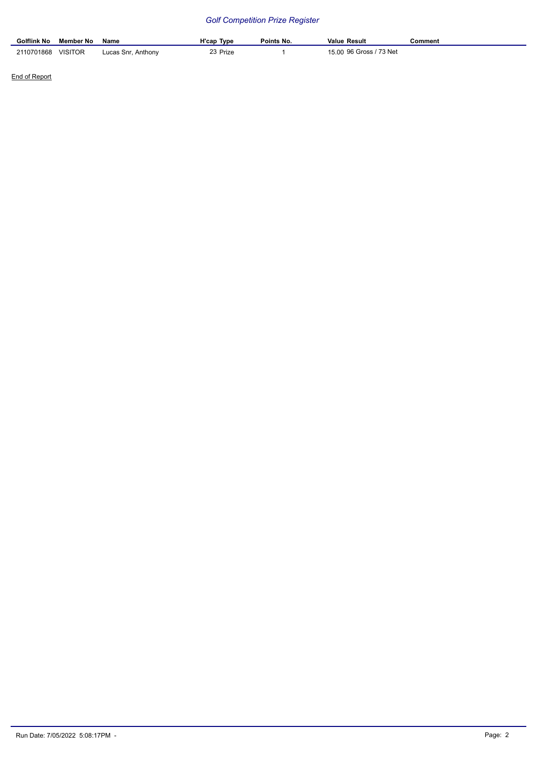*Golf Competition Prize Register*

| Golflink No | Member No | Name | H'cap | Type | Points | No. | Value | Result | Comment |
|---|---|---|---|---|---|---|---|---|---|
| 2110701868 | VISITOR | Lucas Snr, Anthony | 23 | Prize | | 1 | 15.00 | 96 Gross / 73 Net | |

End of Report